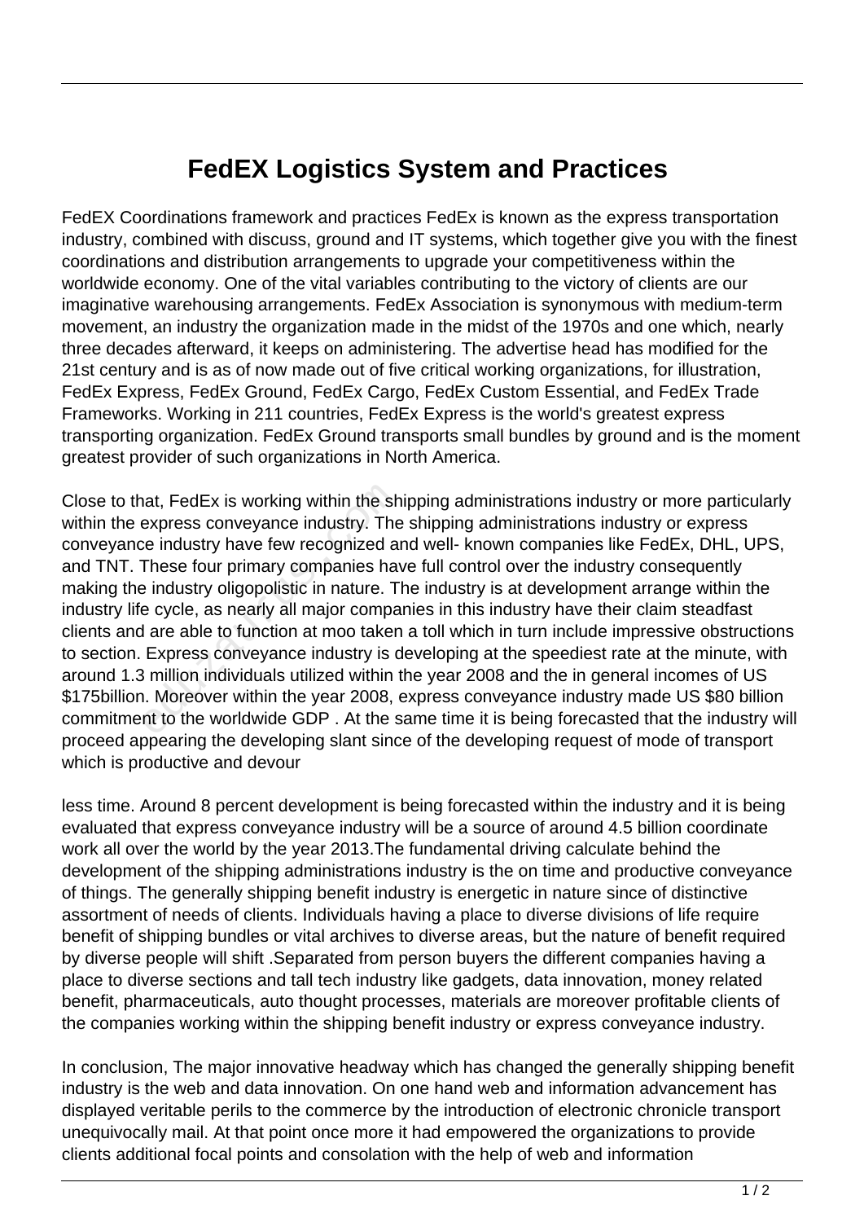# FedEX Logistics System and Practices

FedEX Coordinations framework and practices FedEx is known as the express transportation industry, combined with discuss, ground and IT systems, which together give you with the finest coordinations and distribution arrangements to upgrade your competitiveness within the worldwide economy. One of the vital variables contributing to the victory of clients are our imaginative warehousing arrangements. FedEx Association is synonymous with medium-term movement, an industry the organization made in the midst of the 1970s and one which, nearly three decades afterward, it keeps on administering. The advertise head has modified for the 21st century and is as of now made out of five critical working organizations, for illustration, FedEx Express, FedEx Ground, FedEx Cargo, FedEx Custom Essential, and FedEx Trade Frameworks. Working in 211 countries, FedEx Express is the world's greatest express transporting organization. FedEx Ground transports small bundles by ground and is the moment greatest provider of such organizations in North America.

Close to that, FedEx is working within the shipping administrations industry or more particularly within the express conveyance industry. The shipping administrations industry or express conveyance industry have few recognized and well- known companies like FedEx, DHL, UPS, and TNT. These four primary companies have full control over the industry consequently making the industry oligopolistic in nature. The industry is at development arrange within the industry life cycle, as nearly all major companies in this industry have their claim steadfast clients and are able to function at moo taken a toll which in turn include impressive obstructions to section. Express conveyance industry is developing at the speediest rate at the minute, with around 1.3 million individuals utilized within the year 2008 and the in general incomes of US $175billion. Moreover within the year 2008, express conveyance industry made US $80 billion commitment to the worldwide GDP . At the same time it is being forecasted that the industry will proceed appearing the developing slant since of the developing request of mode of transport which is productive and devour

less time. Around 8 percent development is being forecasted within the industry and it is being evaluated that express conveyance industry will be a source of around 4.5 billion coordinate work all over the world by the year 2013.The fundamental driving calculate behind the development of the shipping administrations industry is the on time and productive conveyance of things. The generally shipping benefit industry is energetic in nature since of distinctive assortment of needs of clients. Individuals having a place to diverse divisions of life require benefit of shipping bundles or vital archives to diverse areas, but the nature of benefit required by diverse people will shift .Separated from person buyers the different companies having a place to diverse sections and tall tech industry like gadgets, data innovation, money related benefit, pharmaceuticals, auto thought processes, materials are moreover profitable clients of the companies working within the shipping benefit industry or express conveyance industry.

In conclusion, The major innovative headway which has changed the generally shipping benefit industry is the web and data innovation. On one hand web and information advancement has displayed veritable perils to the commerce by the introduction of electronic chronicle transport unequivocally mail. At that point once more it had empowered the organizations to provide clients additional focal points and consolation with the help of web and information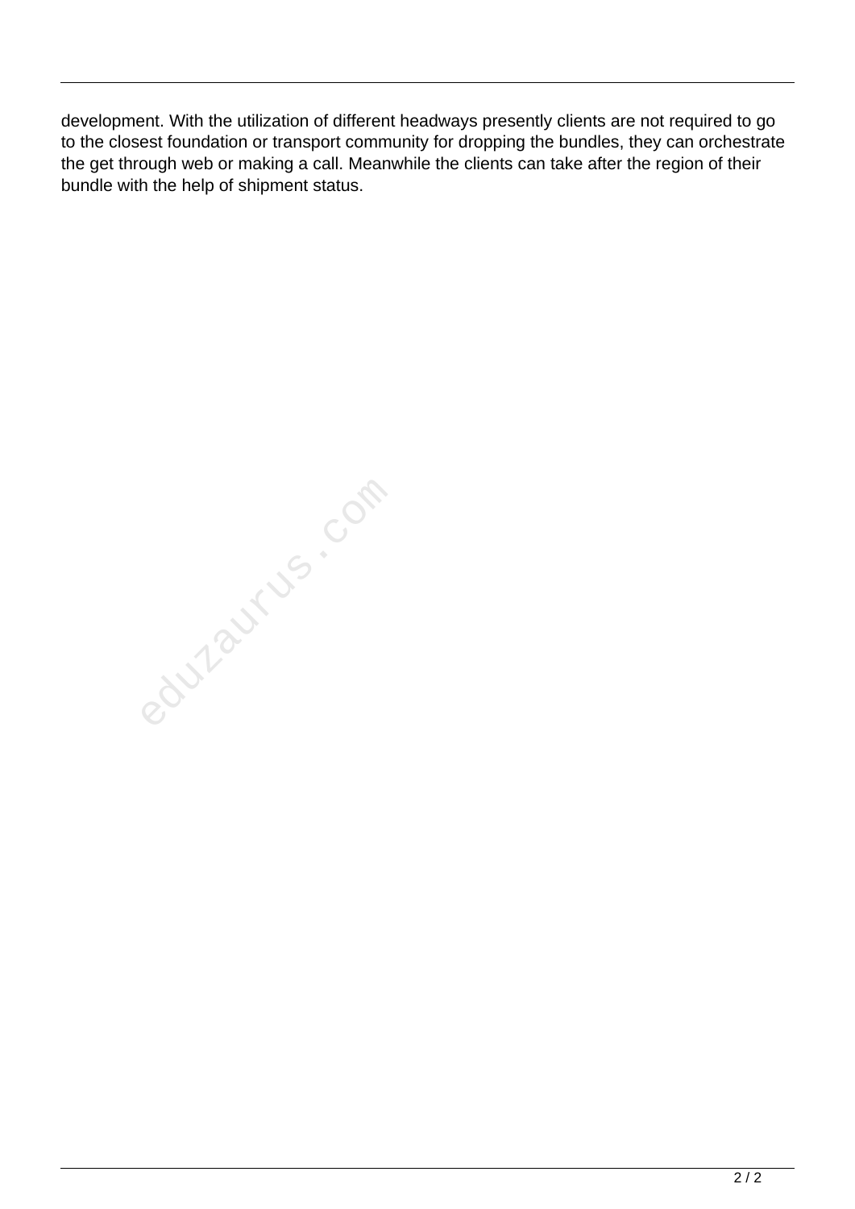development. With the utilization of different headways presently clients are not required to go to the closest foundation or transport community for dropping the bundles, they can orchestrate the get through web or making a call. Meanwhile the clients can take after the region of their bundle with the help of shipment status.